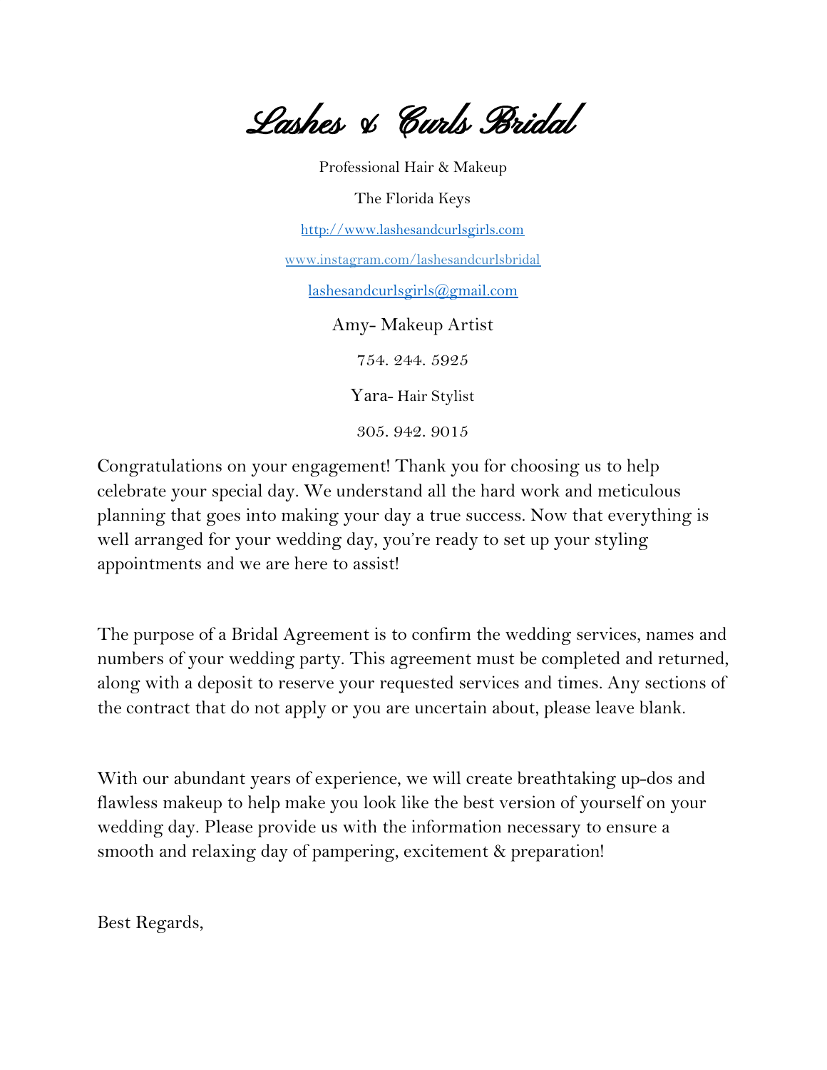# Lashes & Curls Bridal

Professional Hair & Makeup

The Florida Keys

[http://www.lashesandcurlsgirls.com](http://www.lashesandcurlsgirls.com)

[www.instagram.com/lashesandcurlsbridal](http://www.instagram.com/lashesandcurlsbridal)

[lashesandcurlsgirls@gmail.com](mailto:lashesandcurlsgirls@gmail.com)

Amy- Makeup Artist

754. 244. 5925

Yara- Hair Stylist

305. 942. 9015

Congratulations on your engagement! Thank you for choosing us to help celebrate your special day. We understand all the hard work and meticulous planning that goes into making your day a true success. Now that everything is well arranged for your wedding day, you're ready to set up your styling appointments and we are here to assist!

The purpose of a Bridal Agreement is to confirm the wedding services, names and numbers of your wedding party. This agreement must be completed and returned, along with a deposit to reserve your requested services and times. Any sections of the contract that do not apply or you are uncertain about, please leave blank.

With our abundant years of experience, we will create breathtaking up-dos and flawless makeup to help make you look like the best version of yourself on your wedding day. Please provide us with the information necessary to ensure a smooth and relaxing day of pampering, excitement & preparation!

Best Regards,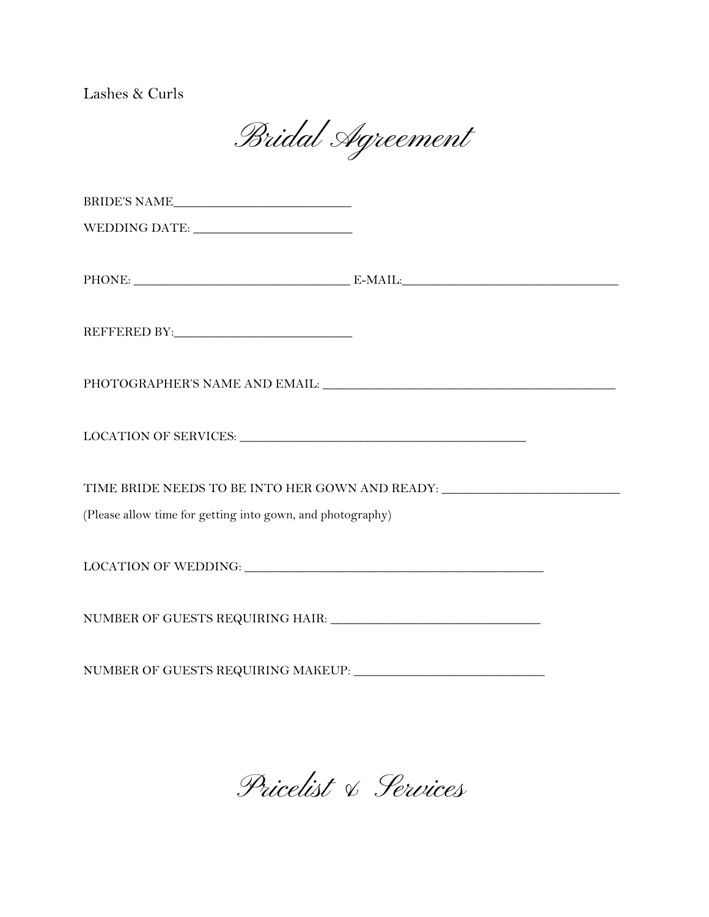Lashes & Curls

# *Bridal Agreement*

BRIDE'S NAME____________________________

WEDDING DATE: _________________________

PHONE: __________________________________ E-MAIL:__________________________________

REFFERED BY:____________________________

PHOTOGRAPHER'S NAME AND EMAIL: ______________________________________________

LOCATION OF SERVICES: _____________________________________________

TIME BRIDE NEEDS TO BE INTO HER GOWN AND READY: ___________________________

(Please allow time for getting into gown, and photography)

LOCATION OF WEDDING: ______________________________________________

NUMBER OF GUESTS REQUIRING HAIR: _______________________________

NUMBER OF GUESTS REQUIRING MAKEUP: _____________________________

## *Pricelist & Services*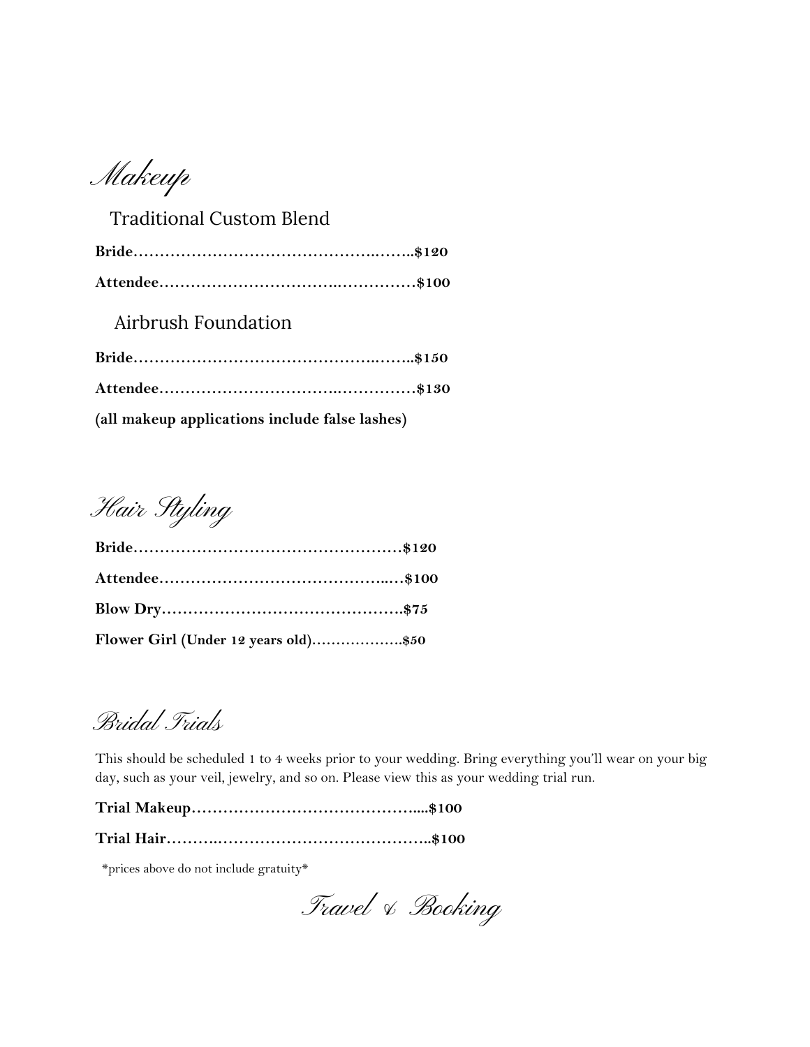# *Makeup*

## Traditional Custom Blend

**Bride……………………………………….……..$120**

**Attendee…………………………….……………$100**

## Airbrush Foundation

**Bride……………………………………….……..$150**

**Attendee…………………………….……………$130**

**(all makeup applications include false lashes)**

# *Hair Styling*

**Bride……………………………………………$120**

**Attendee……………………………………..…$100**

**Blow Dry……………………………………….$75**

**Flower Girl (Under 12 years old)……………….$50**

# *Bridal Trials*

This should be scheduled 1 to 4 weeks prior to your wedding. Bring everything you'll wear on your big day, such as your veil, jewelry, and so on. Please view this as your wedding trial run.

**Trial Makeup……………………………………....$100**

**Trial Hair……….……………………………………..$100**

*prices above do not include gratuity*

# *Travel & Booking*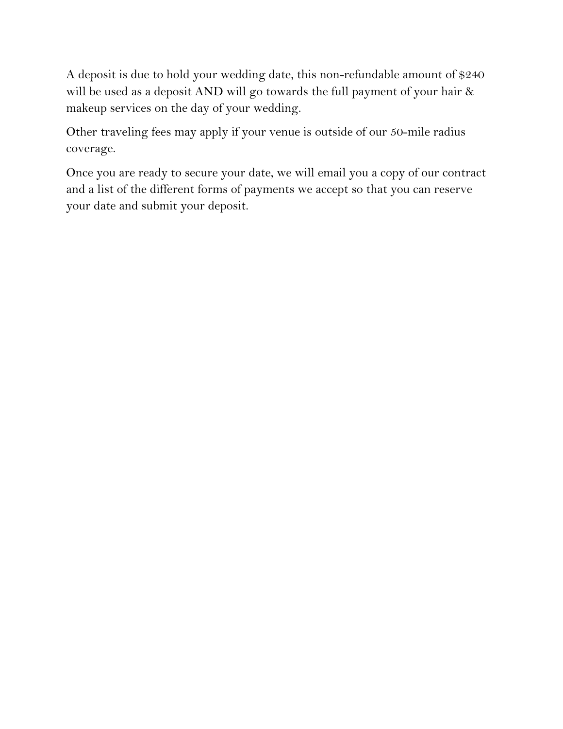A deposit is due to hold your wedding date, this non-refundable amount of $240 will be used as a deposit AND will go towards the full payment of your hair & makeup services on the day of your wedding.

Other traveling fees may apply if your venue is outside of our 50-mile radius coverage.

Once you are ready to secure your date, we will email you a copy of our contract and a list of the different forms of payments we accept so that you can reserve your date and submit your deposit.